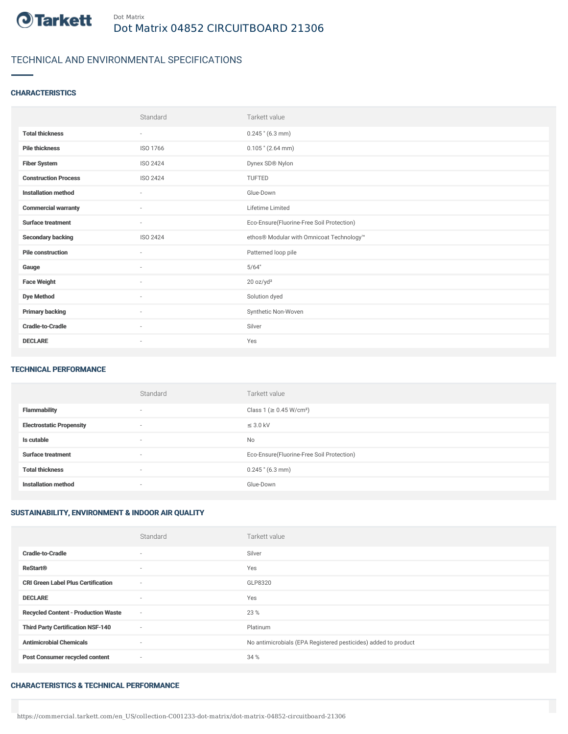Dot Matrix

# Dot Matrix 04852 CIRCUITBOARD 21306

## TECHNICAL AND ENVIRONMENTAL SPECIFICATIONS

### CHARACTERISTICS

| | Standard | Tarkett value |
|---|---|---|
| **Total thickness** | - | 0.245 " (6.3 mm) |
| **Pile thickness** | ISO 1766 | 0.105 " (2.64 mm) |
| **Fiber System** | ISO 2424 | Dynex SD® Nylon |
| **Construction Process** | ISO 2424 | TUFTED |
| **Installation method** | - | Glue-Down |
| **Commercial warranty** | - | Lifetime Limited |
| **Surface treatment** | - | Eco-Ensure(Fluorine-Free Soil Protection) |
| **Secondary backing** | ISO 2424 | ethos® Modular with Omnicoat Technology™ |
| **Pile construction** | - | Patterned loop pile |
| **Gauge** | - | 5/64" |
| **Face Weight** | - | 20 oz/yd² |
| **Dye Method** | - | Solution dyed |
| **Primary backing** | - | Synthetic Non-Woven |
| **Cradle-to-Cradle** | - | Silver |
| **DECLARE** | - | Yes |

### TECHNICAL PERFORMANCE

| | Standard | Tarkett value |
|---|---|---|
| **Flammability** | - | Class 1 (≥ 0.45 W/cm²) |
| **Electrostatic Propensity** | - | ≤ 3.0 kV |
| **Is cutable** | - | No |
| **Surface treatment** | - | Eco-Ensure(Fluorine-Free Soil Protection) |
| **Total thickness** | - | 0.245 " (6.3 mm) |
| **Installation method** | - | Glue-Down |

### SUSTAINABILITY, ENVIRONMENT & INDOOR AIR QUALITY

| | Standard | Tarkett value |
|---|---|---|
| **Cradle-to-Cradle** | - | Silver |
| **ReStart®** | - | Yes |
| **CRI Green Label Plus Certification** | - | GLP8320 |
| **DECLARE** | - | Yes |
| **Recycled Content - Production Waste** | - | 23 % |
| **Third Party Certification NSF-140** | - | Platinum |
| **Antimicrobial Chemicals** | - | No antimicrobials (EPA Registered pesticides) added to product |
| **Post Consumer recycled content** | - | 34 % |

### CHARACTERISTICS & TECHNICAL PERFORMANCE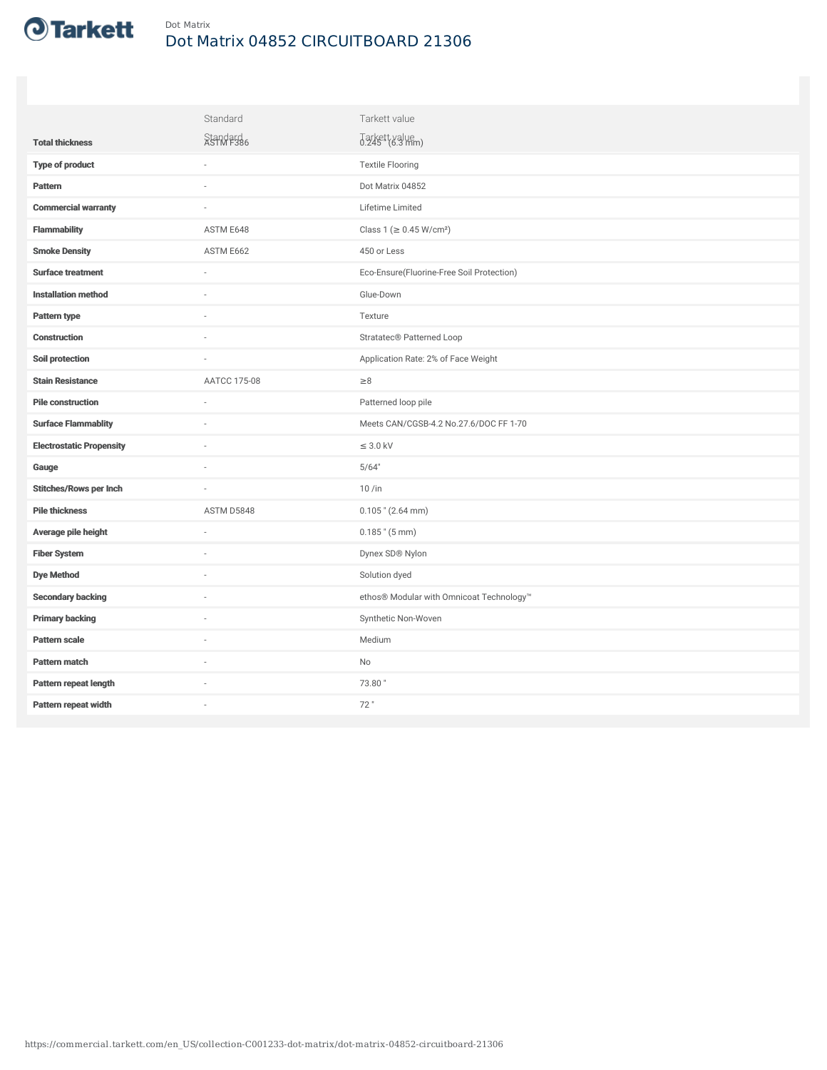Dot Matrix

# Dot Matrix 04852 CIRCUITBOARD 21306

| | Standard | Tarkett value |
|---|---|---|
| **Total thickness** | ASTM F386 | 0.245 " (6.3 mm) |
| **Type of product** | - | Textile Flooring |
| **Pattern** | - | Dot Matrix 04852 |
| **Commercial warranty** | - | Lifetime Limited |
| **Flammability** | ASTM E648 | Class 1 (≥ 0.45 W/cm²) |
| **Smoke Density** | ASTM E662 | 450 or Less |
| **Surface treatment** | - | Eco-Ensure(Fluorine-Free Soil Protection) |
| **Installation method** | - | Glue-Down |
| **Pattern type** | - | Texture |
| **Construction** | - | Stratatec® Patterned Loop |
| **Soil protection** | - | Application Rate: 2% of Face Weight |
| **Stain Resistance** | AATCC 175-08 | ≥8 |
| **Pile construction** | - | Patterned loop pile |
| **Surface Flammablity** | - | Meets CAN/CGSB-4.2 No.27.6/DOC FF 1-70 |
| **Electrostatic Propensity** | - | ≤ 3.0 kV |
| **Gauge** | - | 5/64" |
| **Stitches/Rows per Inch** | - | 10 /in |
| **Pile thickness** | ASTM D5848 | 0.105 " (2.64 mm) |
| **Average pile height** | - | 0.185 " (5 mm) |
| **Fiber System** | - | Dynex SD® Nylon |
| **Dye Method** | - | Solution dyed |
| **Secondary backing** | - | ethos® Modular with Omnicoat Technology™ |
| **Primary backing** | - | Synthetic Non-Woven |
| **Pattern scale** | - | Medium |
| **Pattern match** | - | No |
| **Pattern repeat length** | - | 73.80 " |
| **Pattern repeat width** | - | 72 " |